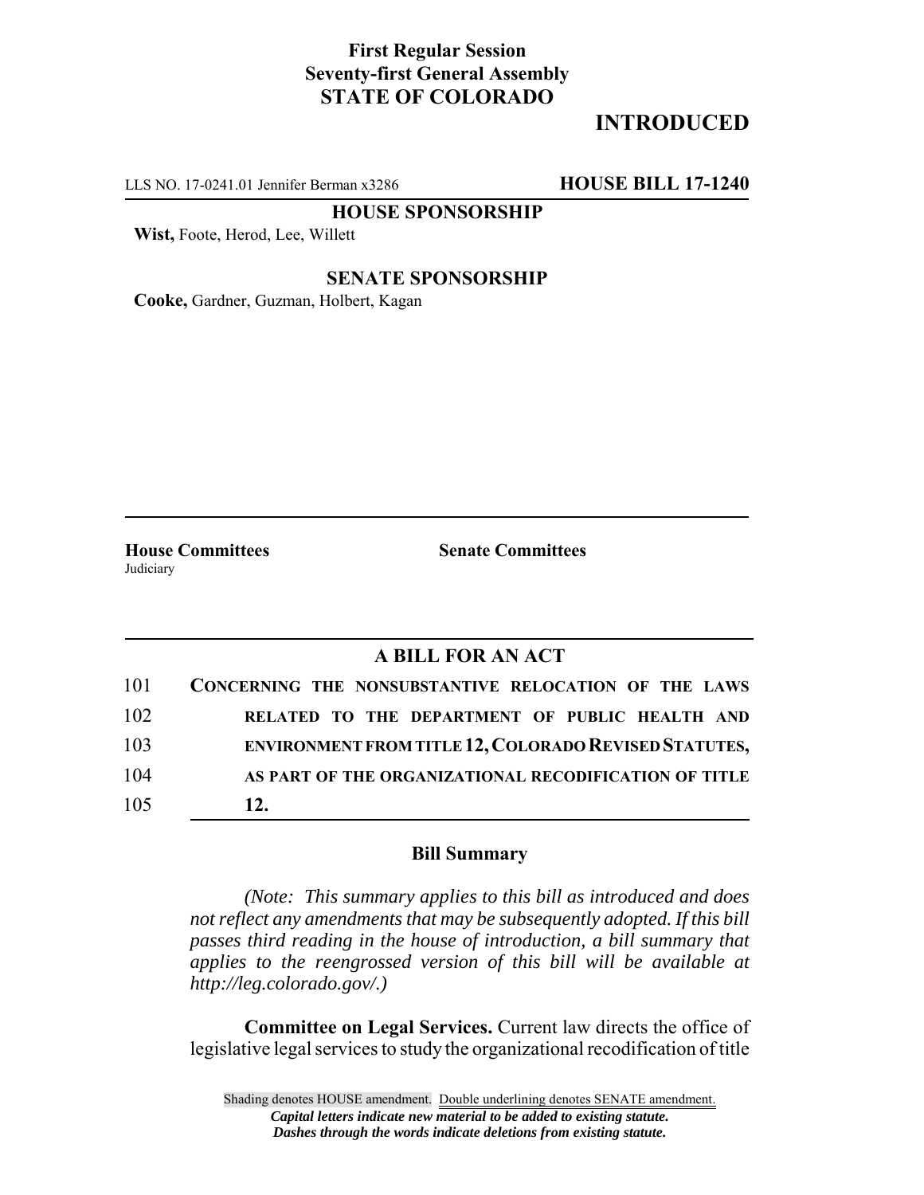**First Regular Session**
**Seventy-first General Assembly**
**STATE OF COLORADO**

# INTRODUCED

LLS NO. 17-0241.01 Jennifer Berman x3286 **HOUSE BILL 17-1240**

**HOUSE SPONSORSHIP**

**Wist,** Foote, Herod, Lee, Willett

**SENATE SPONSORSHIP**

**Cooke,** Gardner, Guzman, Holbert, Kagan

**House Committees**
Judiciary

**Senate Committees**

## A BILL FOR AN ACT

101 **CONCERNING THE NONSUBSTANTIVE RELOCATION OF THE LAWS**
102 **RELATED TO THE DEPARTMENT OF PUBLIC HEALTH AND**
103 **ENVIRONMENT FROM TITLE 12, COLORADO REVISED STATUTES,**
104 **AS PART OF THE ORGANIZATIONAL RECODIFICATION OF TITLE**
105 **12.**

### Bill Summary

*(Note: This summary applies to this bill as introduced and does not reflect any amendments that may be subsequently adopted. If this bill passes third reading in the house of introduction, a bill summary that applies to the reengrossed version of this bill will be available at http://leg.colorado.gov/.)*

**Committee on Legal Services.** Current law directs the office of legislative legal services to study the organizational recodification of title

Shading denotes HOUSE amendment. Double underlining denotes SENATE amendment.
***Capital letters indicate new material to be added to existing statute.***
***Dashes through the words indicate deletions from existing statute.***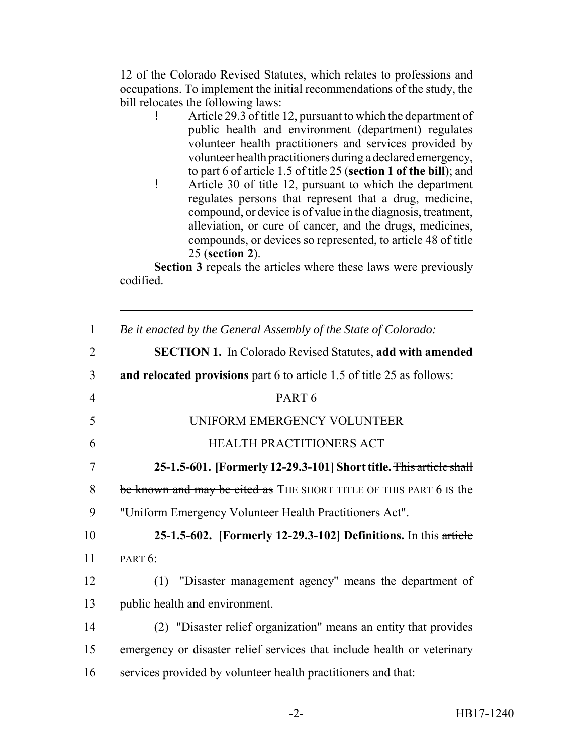12 of the Colorado Revised Statutes, which relates to professions and occupations. To implement the initial recommendations of the study, the bill relocates the following laws:

- Article 29.3 of title 12, pursuant to which the department of public health and environment (department) regulates volunteer health practitioners and services provided by volunteer health practitioners during a declared emergency, to part 6 of article 1.5 of title 25 (**section 1 of the bill**); and
- Article 30 of title 12, pursuant to which the department regulates persons that represent that a drug, medicine, compound, or device is of value in the diagnosis, treatment, alleviation, or cure of cancer, and the drugs, medicines, compounds, or devices so represented, to article 48 of title 25 (**section 2**).

**Section 3** repeals the articles where these laws were previously codified.

---

1 *Be it enacted by the General Assembly of the State of Colorado:*

2 **SECTION 1.** In Colorado Revised Statutes, **add with amended**
3 **and relocated provisions** part 6 to article 1.5 of title 25 as follows:

4 PART 6

5 UNIFORM EMERGENCY VOLUNTEER

6 HEALTH PRACTITIONERS ACT

7 **25-1.5-601. [Formerly 12-29.3-101] Short title.** ~~This article shall~~
8 ~~be known and may be cited as~~ THE SHORT TITLE OF THIS PART 6 IS the
9 "Uniform Emergency Volunteer Health Practitioners Act".

10 **25-1.5-602. [Formerly 12-29.3-102] Definitions.** In this ~~article~~
11 PART 6:

12 (1) "Disaster management agency" means the department of
13 public health and environment.

14 (2) "Disaster relief organization" means an entity that provides
15 emergency or disaster relief services that include health or veterinary
16 services provided by volunteer health practitioners and that: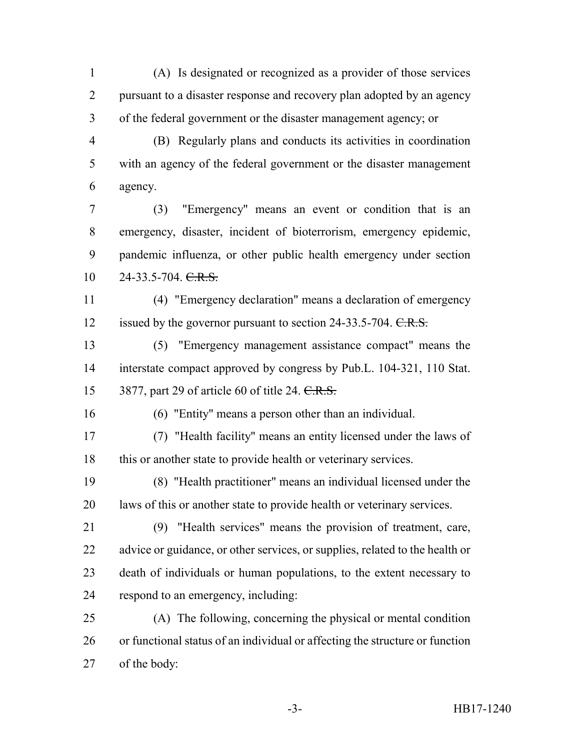(A) Is designated or recognized as a provider of those services pursuant to a disaster response and recovery plan adopted by an agency of the federal government or the disaster management agency; or

(B) Regularly plans and conducts its activities in coordination with an agency of the federal government or the disaster management agency.

(3) "Emergency" means an event or condition that is an emergency, disaster, incident of bioterrorism, emergency epidemic, pandemic influenza, or other public health emergency under section 24-33.5-704. ~~C.R.S.~~

(4) "Emergency declaration" means a declaration of emergency issued by the governor pursuant to section 24-33.5-704. ~~C.R.S.~~

(5) "Emergency management assistance compact" means the interstate compact approved by congress by Pub.L. 104-321, 110 Stat. 3877, part 29 of article 60 of title 24. ~~C.R.S.~~

(6) "Entity" means a person other than an individual.

(7) "Health facility" means an entity licensed under the laws of this or another state to provide health or veterinary services.

(8) "Health practitioner" means an individual licensed under the laws of this or another state to provide health or veterinary services.

(9) "Health services" means the provision of treatment, care, advice or guidance, or other services, or supplies, related to the health or death of individuals or human populations, to the extent necessary to respond to an emergency, including:

(A) The following, concerning the physical or mental condition or functional status of an individual or affecting the structure or function of the body: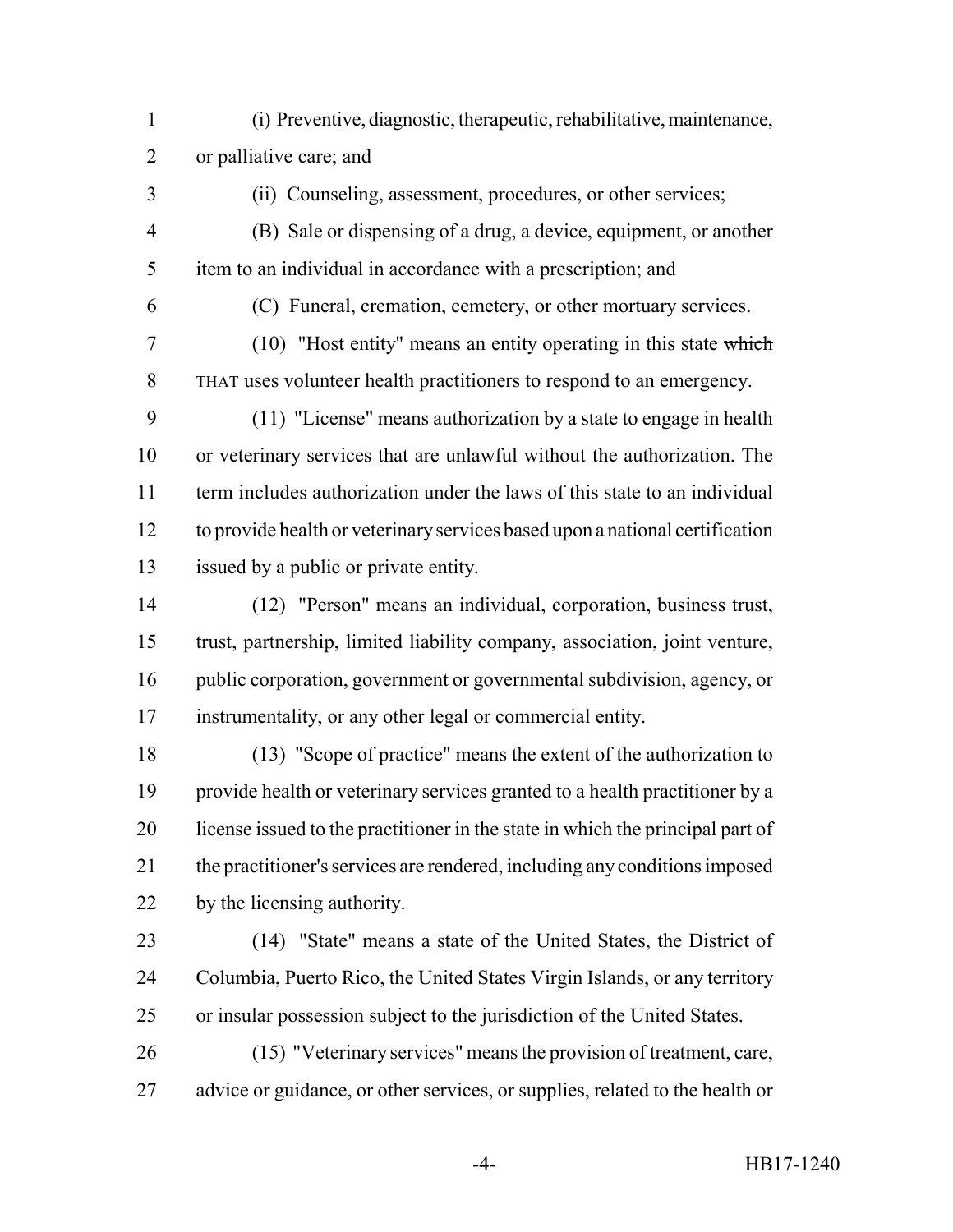(i) Preventive, diagnostic, therapeutic, rehabilitative, maintenance, or palliative care; and

(ii) Counseling, assessment, procedures, or other services;

(B) Sale or dispensing of a drug, a device, equipment, or another item to an individual in accordance with a prescription; and

(C) Funeral, cremation, cemetery, or other mortuary services.

(10) "Host entity" means an entity operating in this state ~~which~~ THAT uses volunteer health practitioners to respond to an emergency.

(11) "License" means authorization by a state to engage in health or veterinary services that are unlawful without the authorization. The term includes authorization under the laws of this state to an individual to provide health or veterinary services based upon a national certification issued by a public or private entity.

(12) "Person" means an individual, corporation, business trust, trust, partnership, limited liability company, association, joint venture, public corporation, government or governmental subdivision, agency, or instrumentality, or any other legal or commercial entity.

(13) "Scope of practice" means the extent of the authorization to provide health or veterinary services granted to a health practitioner by a license issued to the practitioner in the state in which the principal part of the practitioner's services are rendered, including any conditions imposed by the licensing authority.

(14) "State" means a state of the United States, the District of Columbia, Puerto Rico, the United States Virgin Islands, or any territory or insular possession subject to the jurisdiction of the United States.

(15) "Veterinary services" means the provision of treatment, care, advice or guidance, or other services, or supplies, related to the health or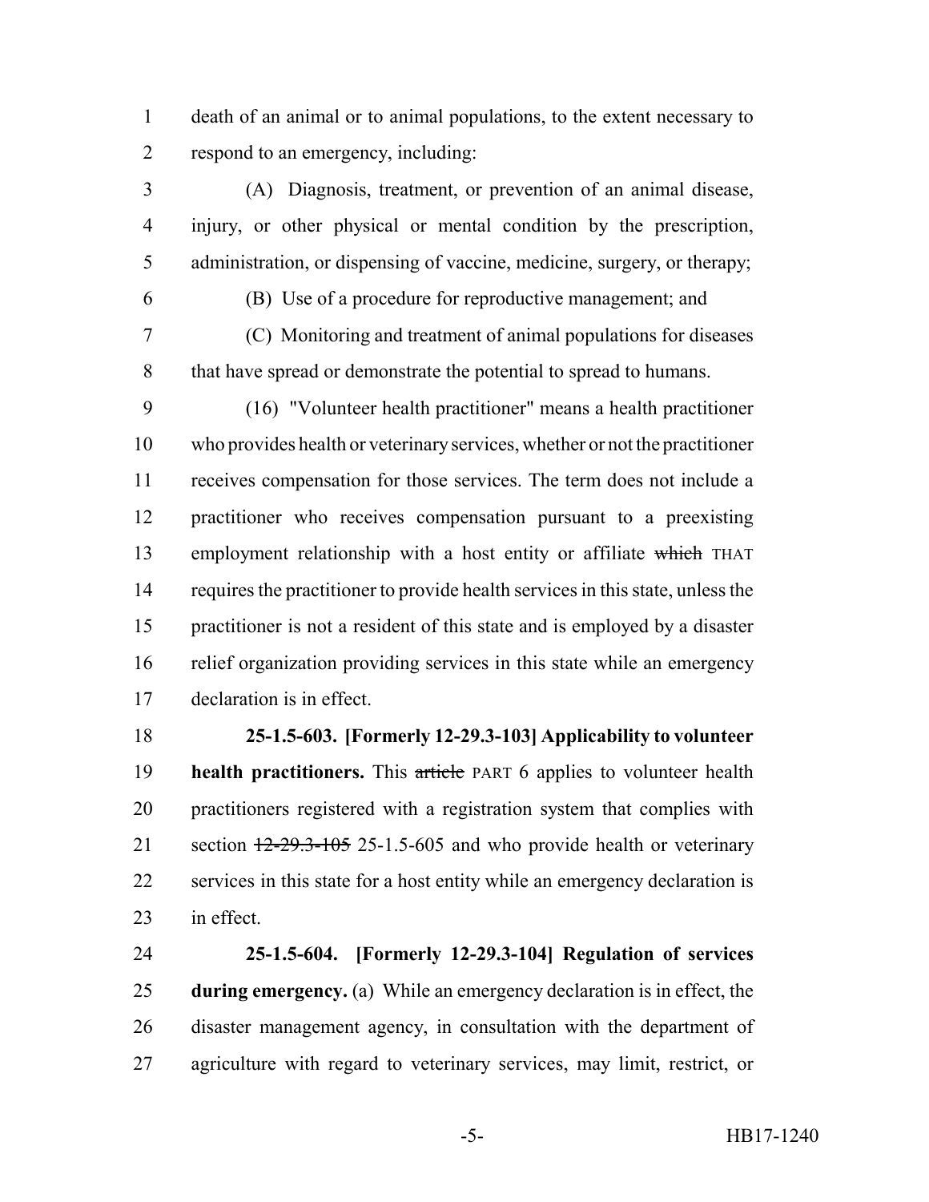death of an animal or to animal populations, to the extent necessary to respond to an emergency, including:

(A) Diagnosis, treatment, or prevention of an animal disease, injury, or other physical or mental condition by the prescription, administration, or dispensing of vaccine, medicine, surgery, or therapy;

(B) Use of a procedure for reproductive management; and

(C) Monitoring and treatment of animal populations for diseases that have spread or demonstrate the potential to spread to humans.

(16) "Volunteer health practitioner" means a health practitioner who provides health or veterinary services, whether or not the practitioner receives compensation for those services. The term does not include a practitioner who receives compensation pursuant to a preexisting employment relationship with a host entity or affiliate ~~which~~ THAT requires the practitioner to provide health services in this state, unless the practitioner is not a resident of this state and is employed by a disaster relief organization providing services in this state while an emergency declaration is in effect.

**25-1.5-603. [Formerly 12-29.3-103] Applicability to volunteer health practitioners.** This ~~article~~ PART 6 applies to volunteer health practitioners registered with a registration system that complies with section ~~12-29.3-105~~ 25-1.5-605 and who provide health or veterinary services in this state for a host entity while an emergency declaration is in effect.

**25-1.5-604. [Formerly 12-29.3-104] Regulation of services during emergency.** (a) While an emergency declaration is in effect, the disaster management agency, in consultation with the department of agriculture with regard to veterinary services, may limit, restrict, or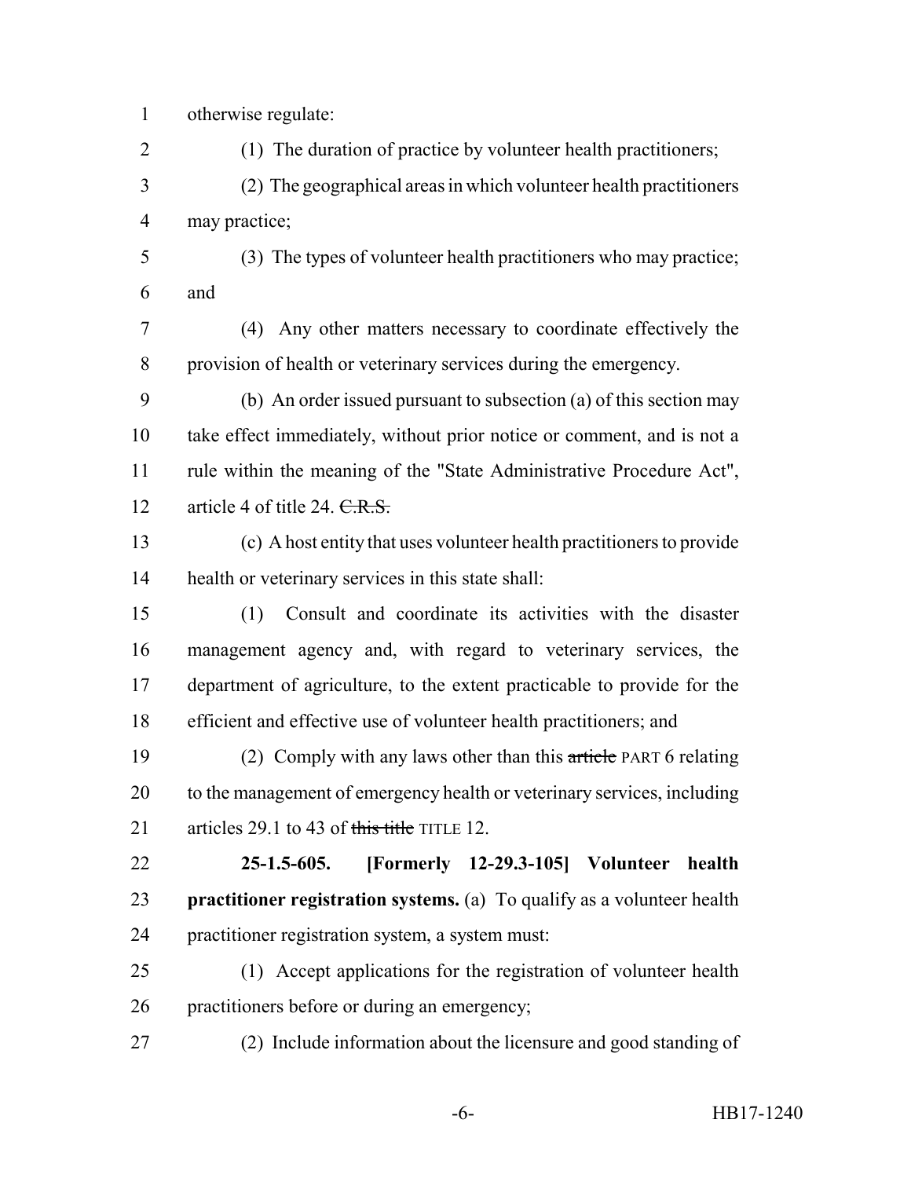otherwise regulate:

(1) The duration of practice by volunteer health practitioners;

(2) The geographical areas in which volunteer health practitioners may practice;

(3) The types of volunteer health practitioners who may practice; and

(4) Any other matters necessary to coordinate effectively the provision of health or veterinary services during the emergency.

(b) An order issued pursuant to subsection (a) of this section may take effect immediately, without prior notice or comment, and is not a rule within the meaning of the "State Administrative Procedure Act", article 4 of title 24. ~~C.R.S.~~

(c) A host entity that uses volunteer health practitioners to provide health or veterinary services in this state shall:

(1) Consult and coordinate its activities with the disaster management agency and, with regard to veterinary services, the department of agriculture, to the extent practicable to provide for the efficient and effective use of volunteer health practitioners; and

(2) Comply with any laws other than this ~~article~~ PART 6 relating to the management of emergency health or veterinary services, including articles 29.1 to 43 of ~~this title~~ TITLE 12.

**25-1.5-605. [Formerly 12-29.3-105] Volunteer health practitioner registration systems.** (a) To qualify as a volunteer health practitioner registration system, a system must:

(1) Accept applications for the registration of volunteer health practitioners before or during an emergency;

(2) Include information about the licensure and good standing of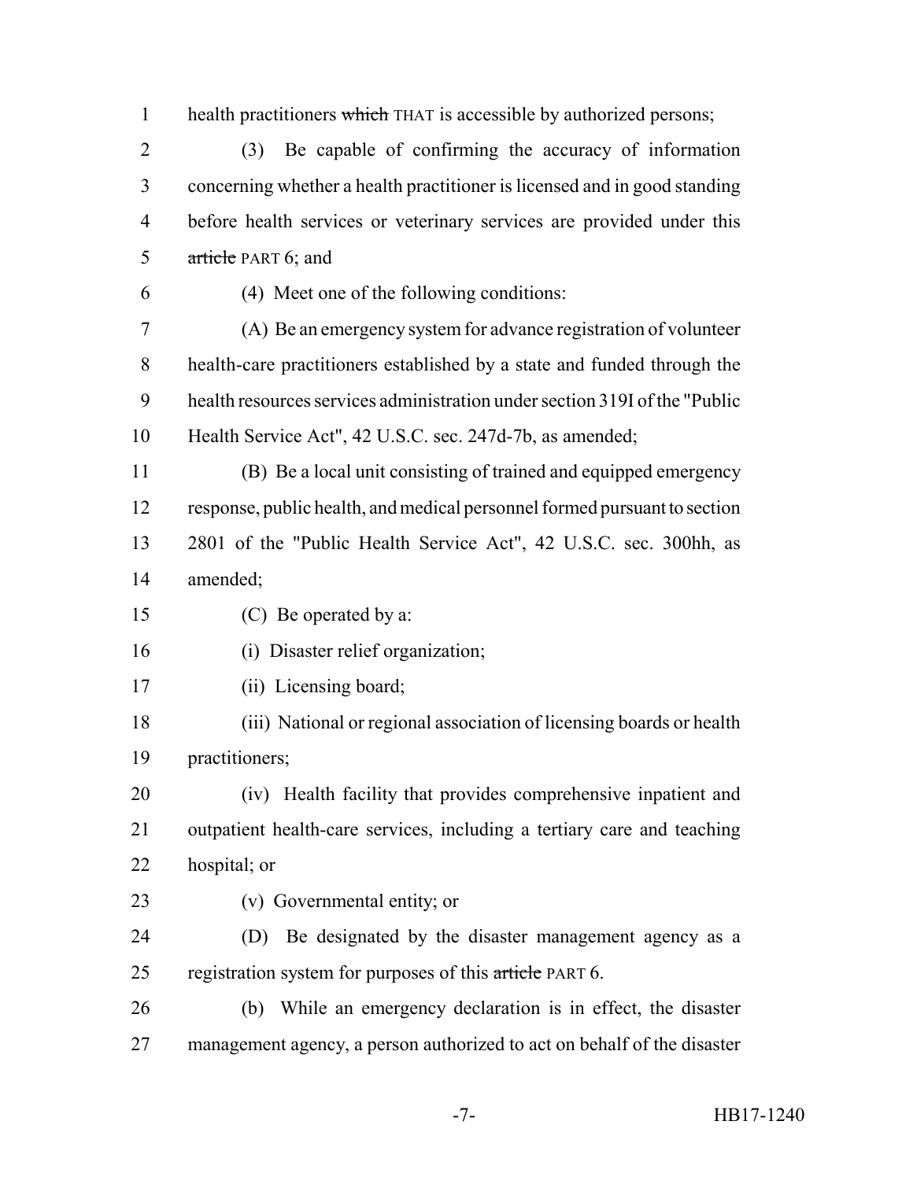health practitioners ~~which~~ THAT is accessible by authorized persons;

(3) Be capable of confirming the accuracy of information concerning whether a health practitioner is licensed and in good standing before health services or veterinary services are provided under this ~~article~~ PART 6; and

(4) Meet one of the following conditions:

(A) Be an emergency system for advance registration of volunteer health-care practitioners established by a state and funded through the health resources services administration under section 319I of the "Public Health Service Act", 42 U.S.C. sec. 247d-7b, as amended;

(B) Be a local unit consisting of trained and equipped emergency response, public health, and medical personnel formed pursuant to section 2801 of the "Public Health Service Act", 42 U.S.C. sec. 300hh, as amended;

(C) Be operated by a:

(i) Disaster relief organization;

(ii) Licensing board;

(iii) National or regional association of licensing boards or health practitioners;

(iv) Health facility that provides comprehensive inpatient and outpatient health-care services, including a tertiary care and teaching hospital; or

(v) Governmental entity; or

(D) Be designated by the disaster management agency as a registration system for purposes of this ~~article~~ PART 6.

(b) While an emergency declaration is in effect, the disaster management agency, a person authorized to act on behalf of the disaster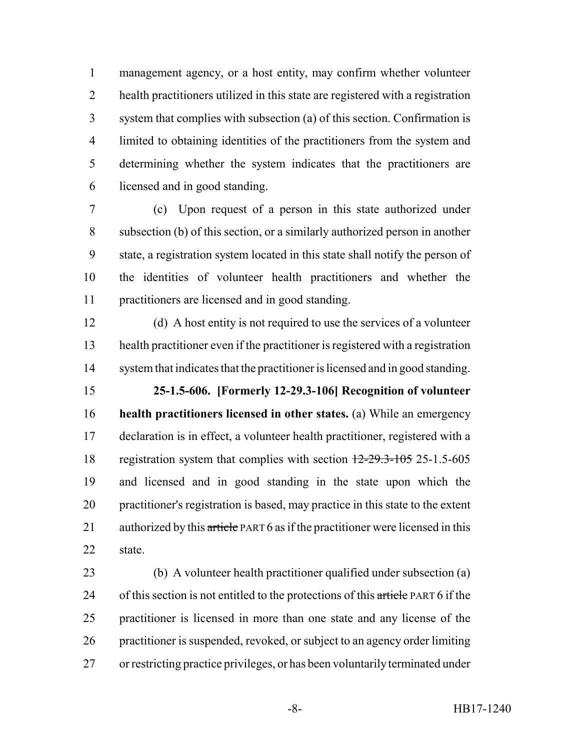management agency, or a host entity, may confirm whether volunteer health practitioners utilized in this state are registered with a registration system that complies with subsection (a) of this section. Confirmation is limited to obtaining identities of the practitioners from the system and determining whether the system indicates that the practitioners are licensed and in good standing.

(c) Upon request of a person in this state authorized under subsection (b) of this section, or a similarly authorized person in another state, a registration system located in this state shall notify the person of the identities of volunteer health practitioners and whether the practitioners are licensed and in good standing.

(d) A host entity is not required to use the services of a volunteer health practitioner even if the practitioner is registered with a registration system that indicates that the practitioner is licensed and in good standing.

**25-1.5-606. [Formerly 12-29.3-106] Recognition of volunteer health practitioners licensed in other states.** (a) While an emergency declaration is in effect, a volunteer health practitioner, registered with a registration system that complies with section ~~12-29.3-105~~ 25-1.5-605 and licensed and in good standing in the state upon which the practitioner's registration is based, may practice in this state to the extent authorized by this ~~article~~ PART 6 as if the practitioner were licensed in this state.

(b) A volunteer health practitioner qualified under subsection (a) of this section is not entitled to the protections of this ~~article~~ PART 6 if the practitioner is licensed in more than one state and any license of the practitioner is suspended, revoked, or subject to an agency order limiting or restricting practice privileges, or has been voluntarily terminated under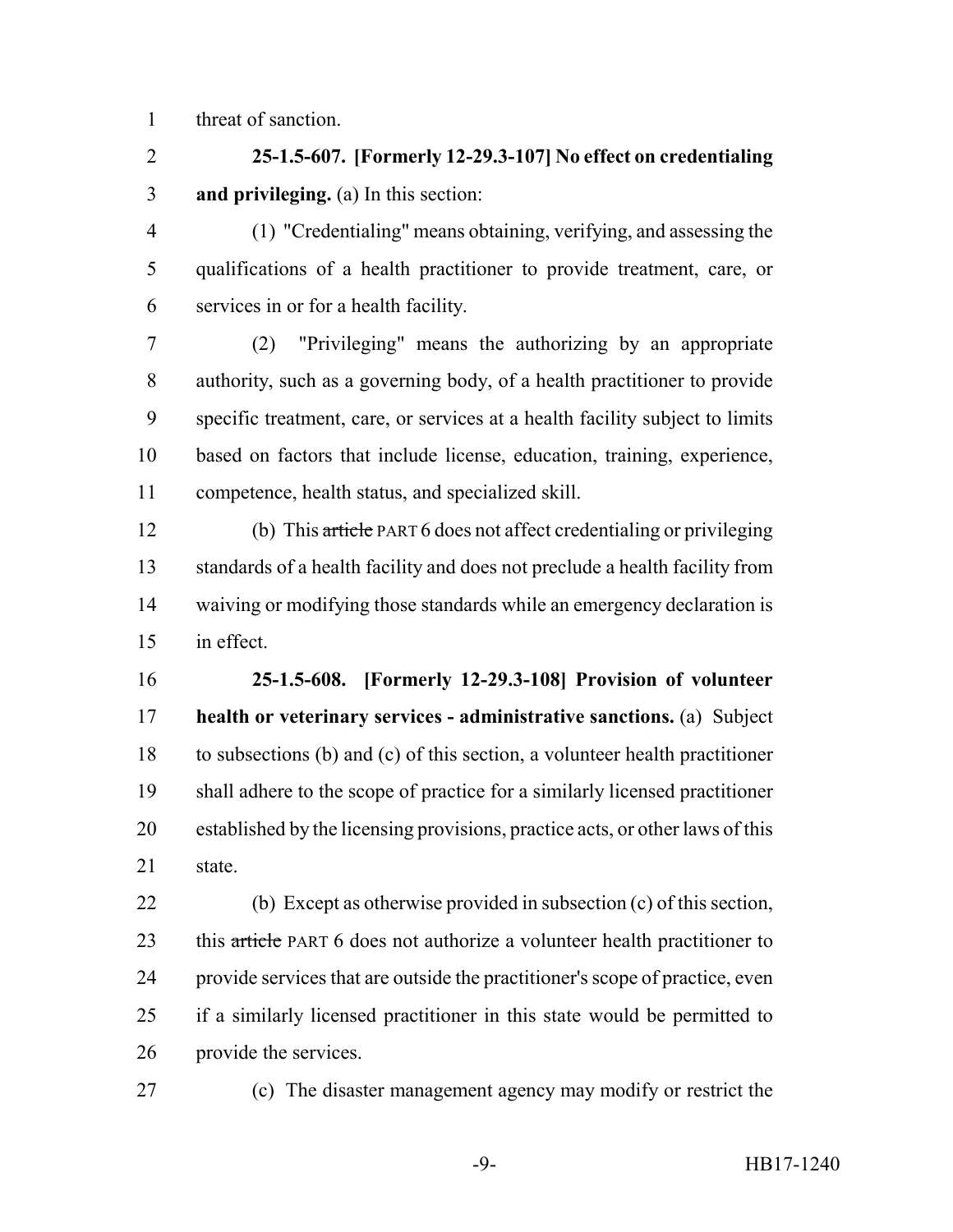threat of sanction.

**25-1.5-607. [Formerly 12-29.3-107] No effect on credentialing and privileging.** (a) In this section:

(1) "Credentialing" means obtaining, verifying, and assessing the qualifications of a health practitioner to provide treatment, care, or services in or for a health facility.

(2) "Privileging" means the authorizing by an appropriate authority, such as a governing body, of a health practitioner to provide specific treatment, care, or services at a health facility subject to limits based on factors that include license, education, training, experience, competence, health status, and specialized skill.

(b) This ~~article~~ PART 6 does not affect credentialing or privileging standards of a health facility and does not preclude a health facility from waiving or modifying those standards while an emergency declaration is in effect.

**25-1.5-608. [Formerly 12-29.3-108] Provision of volunteer health or veterinary services - administrative sanctions.** (a) Subject to subsections (b) and (c) of this section, a volunteer health practitioner shall adhere to the scope of practice for a similarly licensed practitioner established by the licensing provisions, practice acts, or other laws of this state.

(b) Except as otherwise provided in subsection (c) of this section, this ~~article~~ PART 6 does not authorize a volunteer health practitioner to provide services that are outside the practitioner's scope of practice, even if a similarly licensed practitioner in this state would be permitted to provide the services.

(c) The disaster management agency may modify or restrict the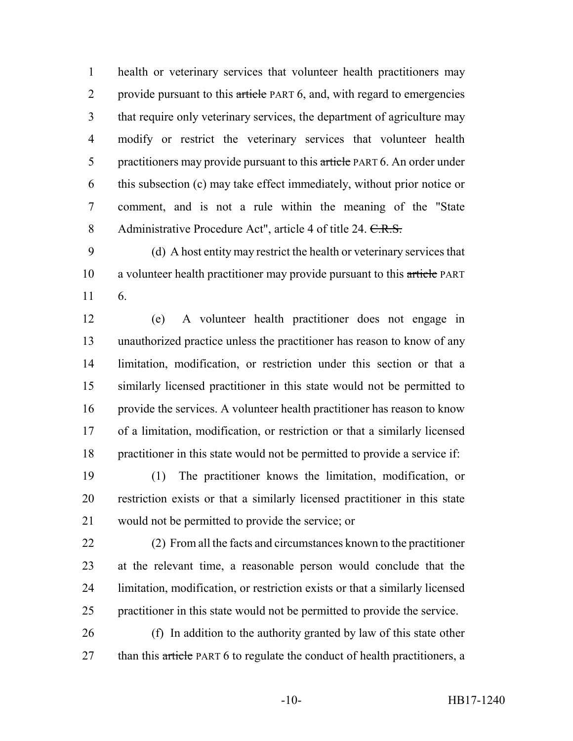health or veterinary services that volunteer health practitioners may provide pursuant to this ~~article~~ PART 6, and, with regard to emergencies that require only veterinary services, the department of agriculture may modify or restrict the veterinary services that volunteer health practitioners may provide pursuant to this ~~article~~ PART 6. An order under this subsection (c) may take effect immediately, without prior notice or comment, and is not a rule within the meaning of the "State Administrative Procedure Act", article 4 of title 24. ~~C.R.S.~~

(d) A host entity may restrict the health or veterinary services that a volunteer health practitioner may provide pursuant to this ~~article~~ PART 6.

(e) A volunteer health practitioner does not engage in unauthorized practice unless the practitioner has reason to know of any limitation, modification, or restriction under this section or that a similarly licensed practitioner in this state would not be permitted to provide the services. A volunteer health practitioner has reason to know of a limitation, modification, or restriction or that a similarly licensed practitioner in this state would not be permitted to provide a service if:

(1) The practitioner knows the limitation, modification, or restriction exists or that a similarly licensed practitioner in this state would not be permitted to provide the service; or

(2) From all the facts and circumstances known to the practitioner at the relevant time, a reasonable person would conclude that the limitation, modification, or restriction exists or that a similarly licensed practitioner in this state would not be permitted to provide the service.

(f) In addition to the authority granted by law of this state other than this ~~article~~ PART 6 to regulate the conduct of health practitioners, a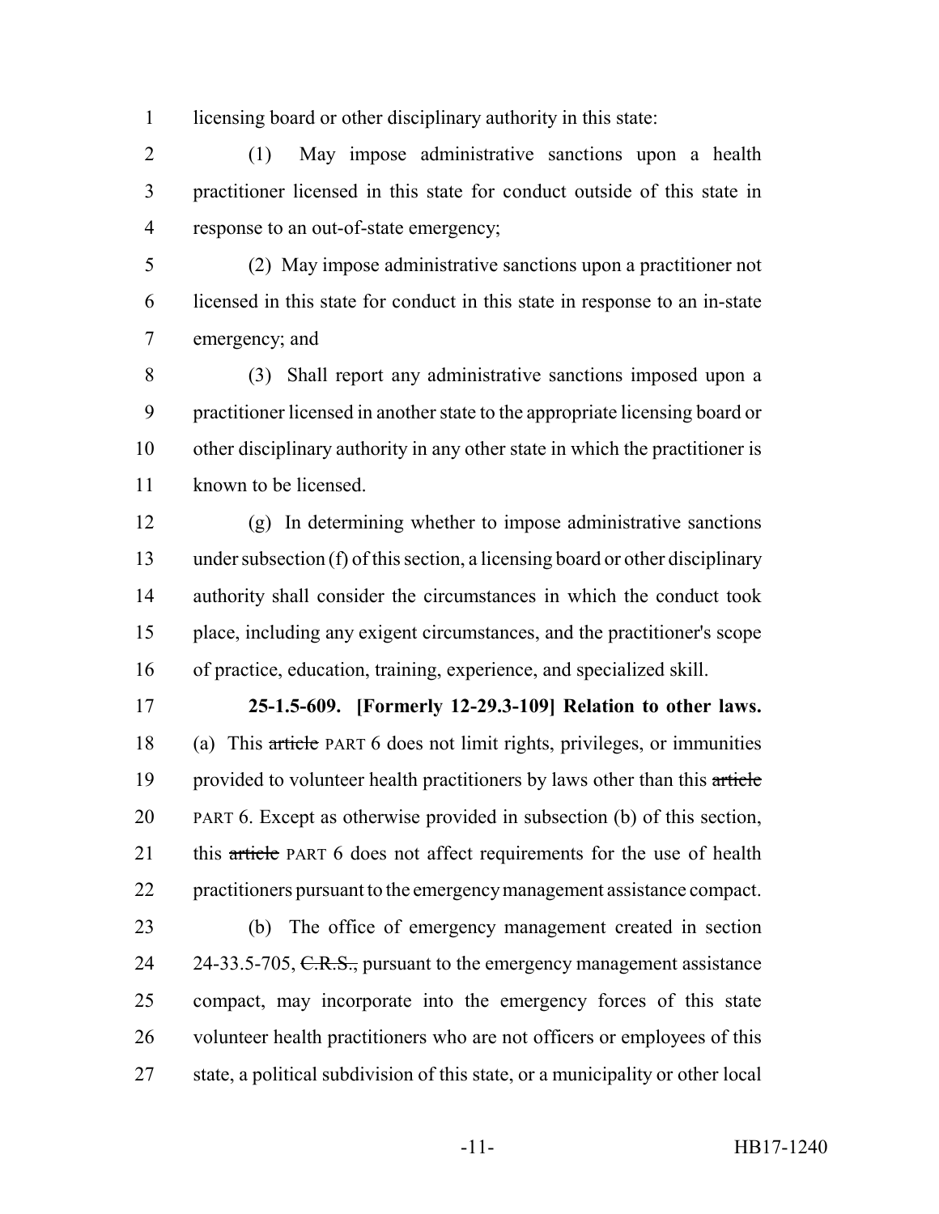licensing board or other disciplinary authority in this state:

(1) May impose administrative sanctions upon a health practitioner licensed in this state for conduct outside of this state in response to an out-of-state emergency;

(2) May impose administrative sanctions upon a practitioner not licensed in this state for conduct in this state in response to an in-state emergency; and

(3) Shall report any administrative sanctions imposed upon a practitioner licensed in another state to the appropriate licensing board or other disciplinary authority in any other state in which the practitioner is known to be licensed.

(g) In determining whether to impose administrative sanctions under subsection (f) of this section, a licensing board or other disciplinary authority shall consider the circumstances in which the conduct took place, including any exigent circumstances, and the practitioner's scope of practice, education, training, experience, and specialized skill.

**25-1.5-609. [Formerly 12-29.3-109] Relation to other laws.** (a) This ~~article~~ PART 6 does not limit rights, privileges, or immunities provided to volunteer health practitioners by laws other than this ~~article~~ PART 6. Except as otherwise provided in subsection (b) of this section, this ~~article~~ PART 6 does not affect requirements for the use of health practitioners pursuant to the emergency management assistance compact.

(b) The office of emergency management created in section 24-33.5-705, ~~C.R.S.,~~ pursuant to the emergency management assistance compact, may incorporate into the emergency forces of this state volunteer health practitioners who are not officers or employees of this state, a political subdivision of this state, or a municipality or other local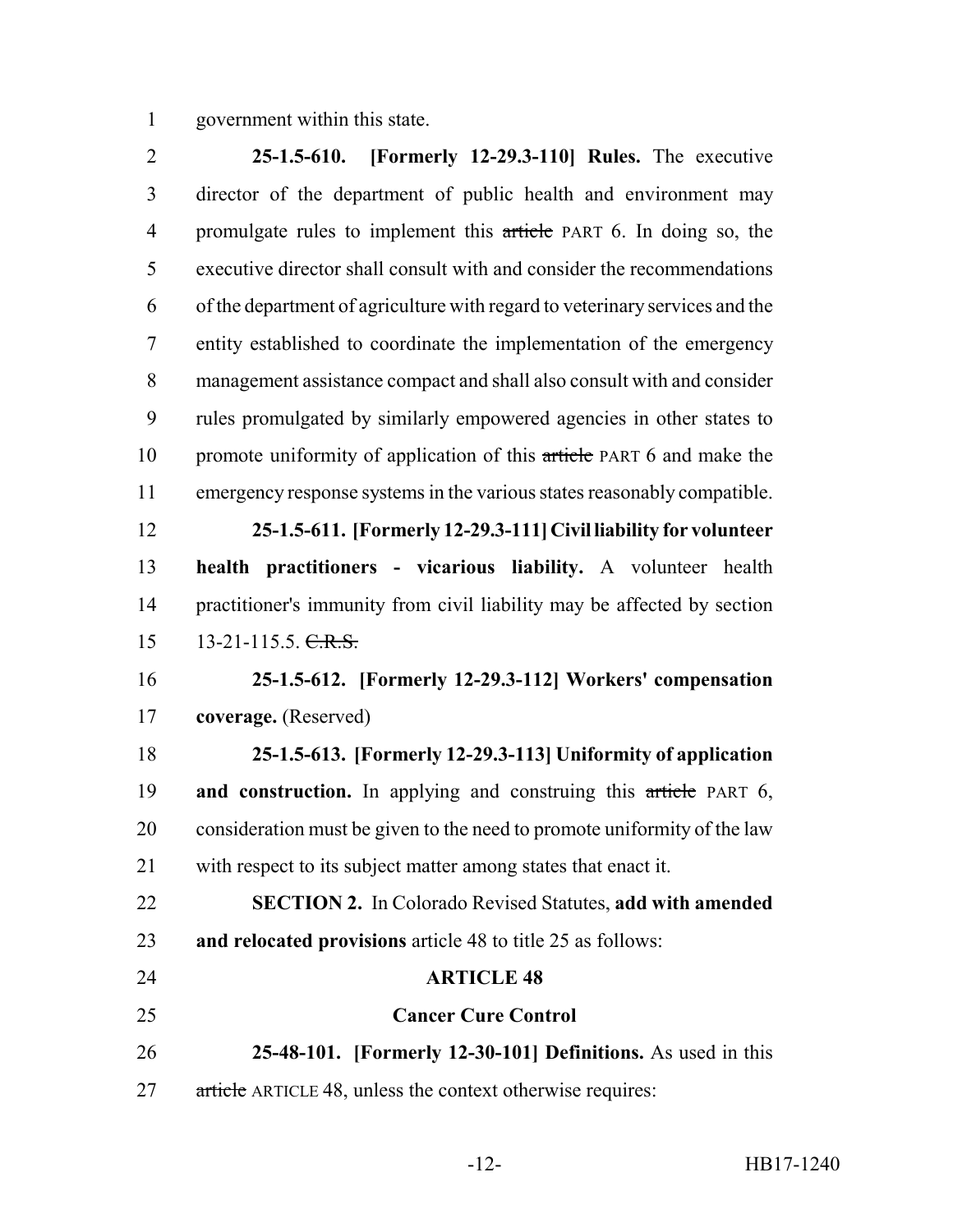government within this state.

**25-1.5-610. [Formerly 12-29.3-110] Rules.** The executive director of the department of public health and environment may promulgate rules to implement this ~~article~~ PART 6. In doing so, the executive director shall consult with and consider the recommendations of the department of agriculture with regard to veterinary services and the entity established to coordinate the implementation of the emergency management assistance compact and shall also consult with and consider rules promulgated by similarly empowered agencies in other states to promote uniformity of application of this ~~article~~ PART 6 and make the emergency response systems in the various states reasonably compatible.

**25-1.5-611. [Formerly 12-29.3-111] Civil liability for volunteer health practitioners - vicarious liability.** A volunteer health practitioner's immunity from civil liability may be affected by section 13-21-115.5. ~~C.R.S.~~

**25-1.5-612. [Formerly 12-29.3-112] Workers' compensation coverage.** (Reserved)

**25-1.5-613. [Formerly 12-29.3-113] Uniformity of application and construction.** In applying and construing this ~~article~~ PART 6, consideration must be given to the need to promote uniformity of the law with respect to its subject matter among states that enact it.

**SECTION 2.** In Colorado Revised Statutes, **add with amended and relocated provisions** article 48 to title 25 as follows:

**ARTICLE 48**

**Cancer Cure Control**

**25-48-101. [Formerly 12-30-101] Definitions.** As used in this ~~article~~ ARTICLE 48, unless the context otherwise requires: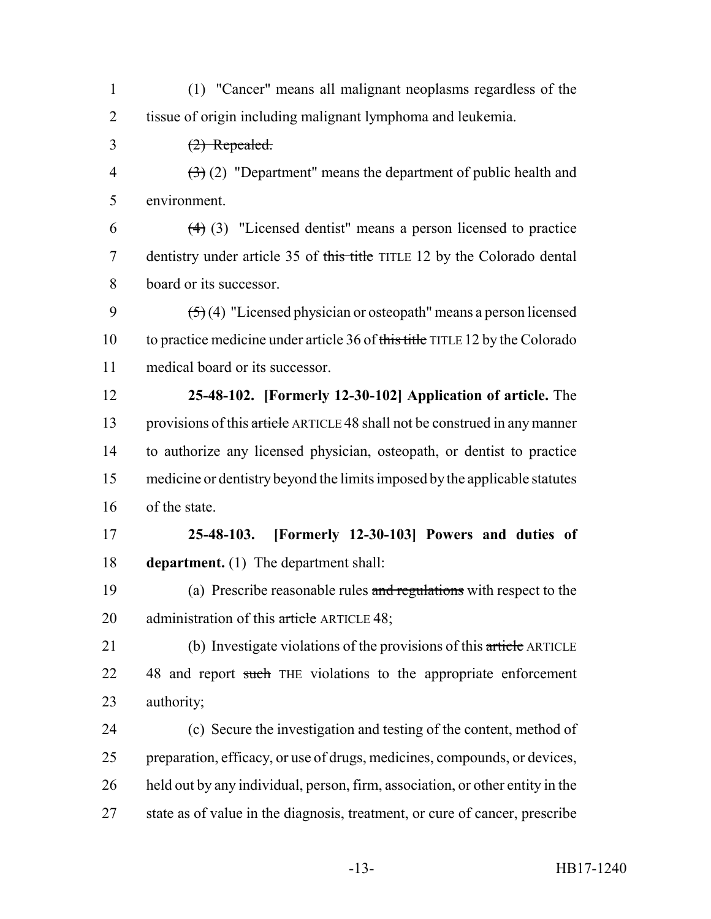(1) "Cancer" means all malignant neoplasms regardless of the tissue of origin including malignant lymphoma and leukemia.

~~(2) Repealed.~~

~~(3)~~ (2) "Department" means the department of public health and environment.

~~(4)~~ (3) "Licensed dentist" means a person licensed to practice dentistry under article 35 of ~~this title~~ TITLE 12 by the Colorado dental board or its successor.

~~(5)~~ (4) "Licensed physician or osteopath" means a person licensed to practice medicine under article 36 of ~~this title~~ TITLE 12 by the Colorado medical board or its successor.

**25-48-102. [Formerly 12-30-102] Application of article.** The provisions of this ~~article~~ ARTICLE 48 shall not be construed in any manner to authorize any licensed physician, osteopath, or dentist to practice medicine or dentistry beyond the limits imposed by the applicable statutes of the state.

**25-48-103. [Formerly 12-30-103] Powers and duties of department.** (1) The department shall:

(a) Prescribe reasonable rules ~~and regulations~~ with respect to the administration of this ~~article~~ ARTICLE 48;

(b) Investigate violations of the provisions of this ~~article~~ ARTICLE 48 and report ~~such~~ THE violations to the appropriate enforcement authority;

(c) Secure the investigation and testing of the content, method of preparation, efficacy, or use of drugs, medicines, compounds, or devices, held out by any individual, person, firm, association, or other entity in the state as of value in the diagnosis, treatment, or cure of cancer, prescribe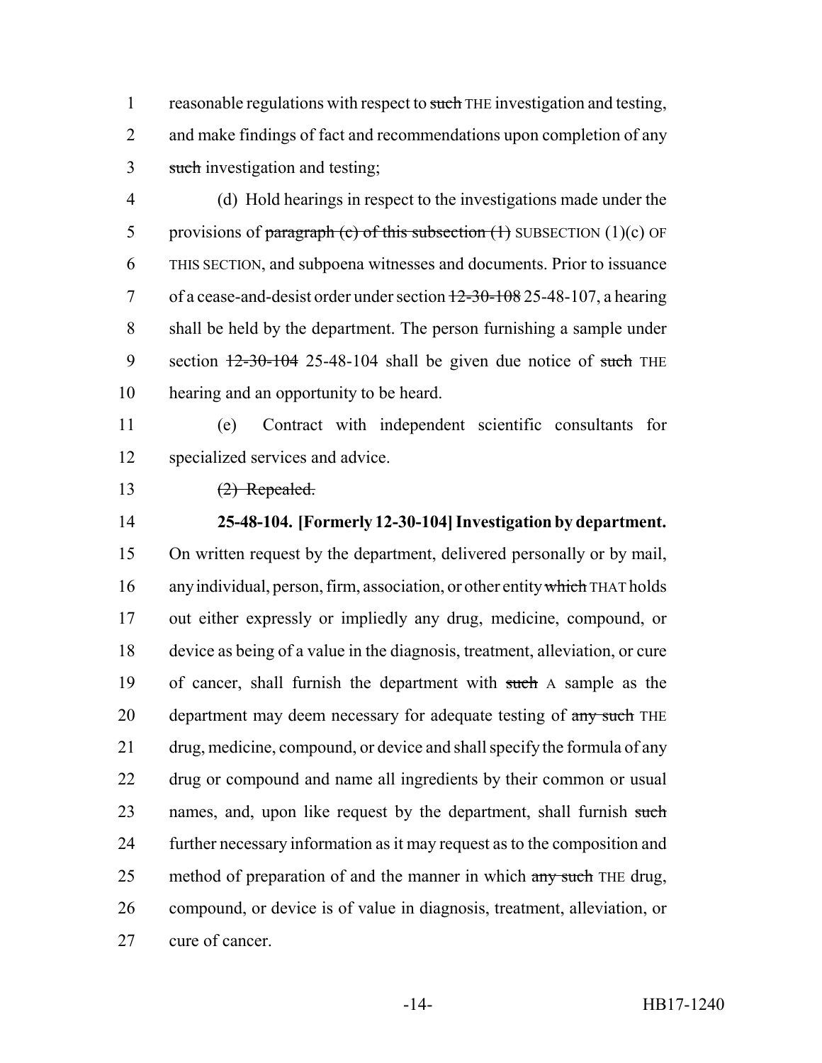reasonable regulations with respect to ~~such~~ THE investigation and testing, and make findings of fact and recommendations upon completion of any ~~such~~ investigation and testing;

(d) Hold hearings in respect to the investigations made under the provisions of ~~paragraph (c) of this subsection (1)~~ SUBSECTION (1)(c) OF THIS SECTION, and subpoena witnesses and documents. Prior to issuance of a cease-and-desist order under section ~~12-30-108~~ 25-48-107, a hearing shall be held by the department. The person furnishing a sample under section ~~12-30-104~~ 25-48-104 shall be given due notice of ~~such~~ THE hearing and an opportunity to be heard.

(e) Contract with independent scientific consultants for specialized services and advice.

~~(2) Repealed.~~

**25-48-104. [Formerly 12-30-104] Investigation by department.** On written request by the department, delivered personally or by mail, any individual, person, firm, association, or other entity ~~which~~ THAT holds out either expressly or impliedly any drug, medicine, compound, or device as being of a value in the diagnosis, treatment, alleviation, or cure of cancer, shall furnish the department with ~~such~~ A sample as the department may deem necessary for adequate testing of ~~any such~~ THE drug, medicine, compound, or device and shall specify the formula of any drug or compound and name all ingredients by their common or usual names, and, upon like request by the department, shall furnish ~~such~~ further necessary information as it may request as to the composition and method of preparation of and the manner in which ~~any such~~ THE drug, compound, or device is of value in diagnosis, treatment, alleviation, or cure of cancer.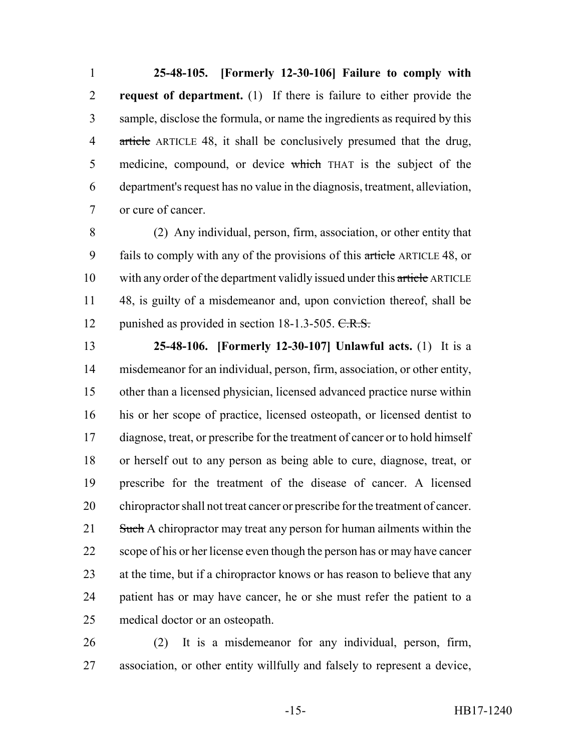**25-48-105. [Formerly 12-30-106] Failure to comply with request of department.** (1) If there is failure to either provide the sample, disclose the formula, or name the ingredients as required by this ~~article~~ ARTICLE 48, it shall be conclusively presumed that the drug, medicine, compound, or device ~~which~~ THAT is the subject of the department's request has no value in the diagnosis, treatment, alleviation, or cure of cancer.

(2) Any individual, person, firm, association, or other entity that fails to comply with any of the provisions of this ~~article~~ ARTICLE 48, or with any order of the department validly issued under this ~~article~~ ARTICLE 48, is guilty of a misdemeanor and, upon conviction thereof, shall be punished as provided in section 18-1.3-505. ~~C.R.S.~~

**25-48-106. [Formerly 12-30-107] Unlawful acts.** (1) It is a misdemeanor for an individual, person, firm, association, or other entity, other than a licensed physician, licensed advanced practice nurse within his or her scope of practice, licensed osteopath, or licensed dentist to diagnose, treat, or prescribe for the treatment of cancer or to hold himself or herself out to any person as being able to cure, diagnose, treat, or prescribe for the treatment of the disease of cancer. A licensed chiropractor shall not treat cancer or prescribe for the treatment of cancer. ~~Such~~ A chiropractor may treat any person for human ailments within the scope of his or her license even though the person has or may have cancer at the time, but if a chiropractor knows or has reason to believe that any patient has or may have cancer, he or she must refer the patient to a medical doctor or an osteopath.

(2) It is a misdemeanor for any individual, person, firm, association, or other entity willfully and falsely to represent a device,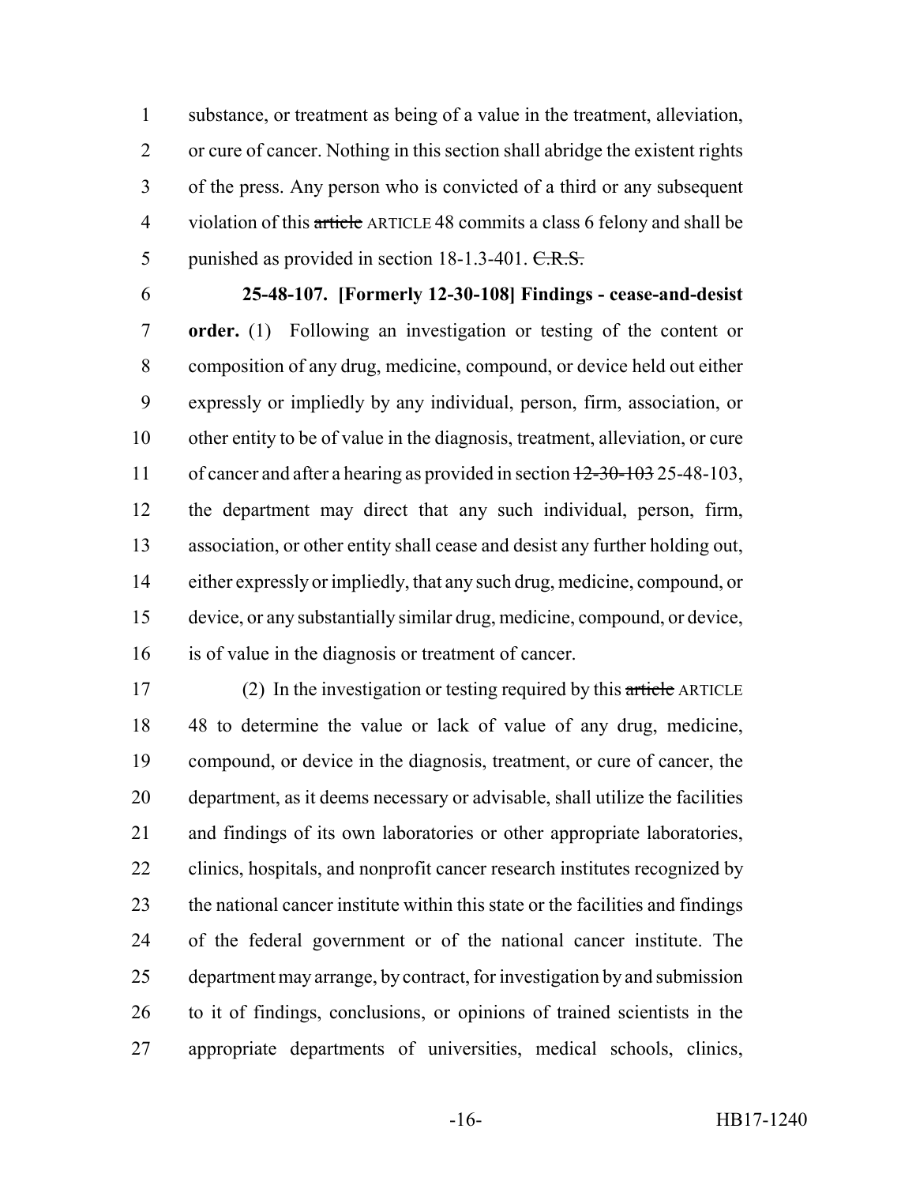substance, or treatment as being of a value in the treatment, alleviation, or cure of cancer. Nothing in this section shall abridge the existent rights of the press. Any person who is convicted of a third or any subsequent violation of this ~~article~~ ARTICLE 48 commits a class 6 felony and shall be punished as provided in section 18-1.3-401. ~~C.R.S.~~

**25-48-107. [Formerly 12-30-108] Findings - cease-and-desist order.** (1) Following an investigation or testing of the content or composition of any drug, medicine, compound, or device held out either expressly or impliedly by any individual, person, firm, association, or other entity to be of value in the diagnosis, treatment, alleviation, or cure of cancer and after a hearing as provided in section ~~12-30-103~~ 25-48-103, the department may direct that any such individual, person, firm, association, or other entity shall cease and desist any further holding out, either expressly or impliedly, that any such drug, medicine, compound, or device, or any substantially similar drug, medicine, compound, or device, is of value in the diagnosis or treatment of cancer.

(2) In the investigation or testing required by this ~~article~~ ARTICLE 48 to determine the value or lack of value of any drug, medicine, compound, or device in the diagnosis, treatment, or cure of cancer, the department, as it deems necessary or advisable, shall utilize the facilities and findings of its own laboratories or other appropriate laboratories, clinics, hospitals, and nonprofit cancer research institutes recognized by the national cancer institute within this state or the facilities and findings of the federal government or of the national cancer institute. The department may arrange, by contract, for investigation by and submission to it of findings, conclusions, or opinions of trained scientists in the appropriate departments of universities, medical schools, clinics,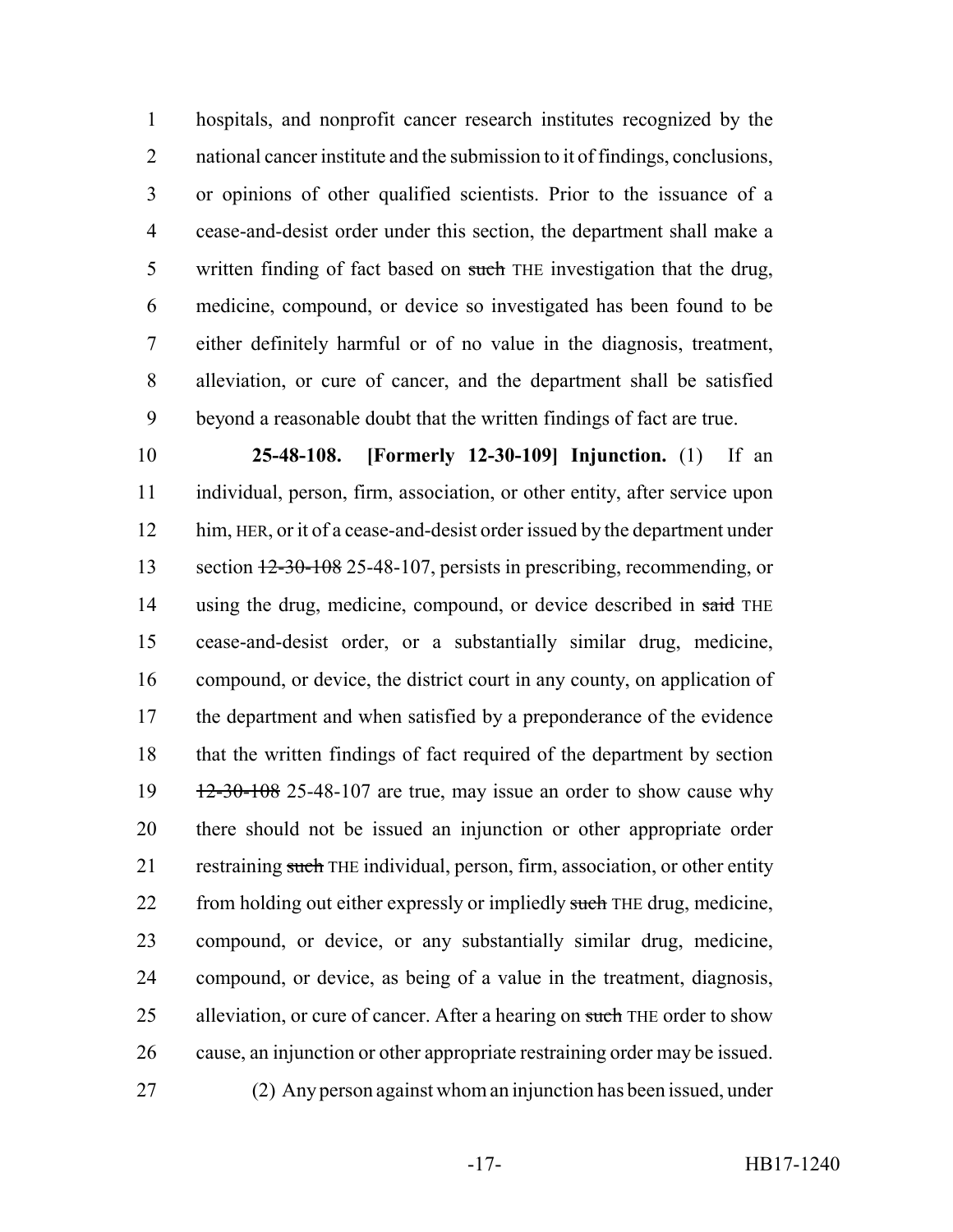hospitals, and nonprofit cancer research institutes recognized by the national cancer institute and the submission to it of findings, conclusions, or opinions of other qualified scientists. Prior to the issuance of a cease-and-desist order under this section, the department shall make a written finding of fact based on ~~such~~ THE investigation that the drug, medicine, compound, or device so investigated has been found to be either definitely harmful or of no value in the diagnosis, treatment, alleviation, or cure of cancer, and the department shall be satisfied beyond a reasonable doubt that the written findings of fact are true.

**25-48-108. [Formerly 12-30-109] Injunction.** (1) If an individual, person, firm, association, or other entity, after service upon him, HER, or it of a cease-and-desist order issued by the department under section ~~12-30-108~~ 25-48-107, persists in prescribing, recommending, or using the drug, medicine, compound, or device described in ~~said~~ THE cease-and-desist order, or a substantially similar drug, medicine, compound, or device, the district court in any county, on application of the department and when satisfied by a preponderance of the evidence that the written findings of fact required of the department by section ~~12-30-108~~ 25-48-107 are true, may issue an order to show cause why there should not be issued an injunction or other appropriate order restraining ~~such~~ THE individual, person, firm, association, or other entity from holding out either expressly or impliedly ~~such~~ THE drug, medicine, compound, or device, or any substantially similar drug, medicine, compound, or device, as being of a value in the treatment, diagnosis, alleviation, or cure of cancer. After a hearing on ~~such~~ THE order to show cause, an injunction or other appropriate restraining order may be issued.

(2) Any person against whom an injunction has been issued, under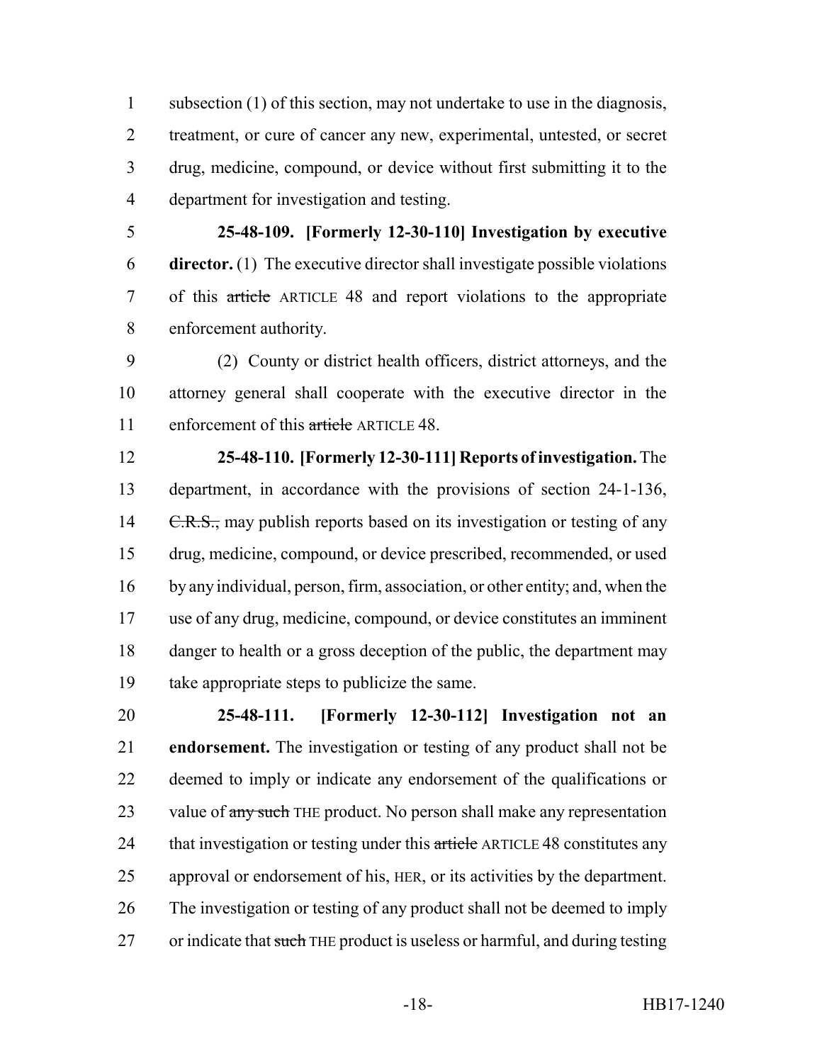subsection (1) of this section, may not undertake to use in the diagnosis, treatment, or cure of cancer any new, experimental, untested, or secret drug, medicine, compound, or device without first submitting it to the department for investigation and testing.

**25-48-109. [Formerly 12-30-110] Investigation by executive director.** (1) The executive director shall investigate possible violations of this ~~article~~ ARTICLE 48 and report violations to the appropriate enforcement authority.

(2) County or district health officers, district attorneys, and the attorney general shall cooperate with the executive director in the enforcement of this ~~article~~ ARTICLE 48.

**25-48-110. [Formerly 12-30-111] Reports of investigation.** The department, in accordance with the provisions of section 24-1-136, ~~C.R.S.,~~ may publish reports based on its investigation or testing of any drug, medicine, compound, or device prescribed, recommended, or used by any individual, person, firm, association, or other entity; and, when the use of any drug, medicine, compound, or device constitutes an imminent danger to health or a gross deception of the public, the department may take appropriate steps to publicize the same.

**25-48-111. [Formerly 12-30-112] Investigation not an endorsement.** The investigation or testing of any product shall not be deemed to imply or indicate any endorsement of the qualifications or value of ~~any such~~ THE product. No person shall make any representation that investigation or testing under this ~~article~~ ARTICLE 48 constitutes any approval or endorsement of his, HER, or its activities by the department. The investigation or testing of any product shall not be deemed to imply or indicate that ~~such~~ THE product is useless or harmful, and during testing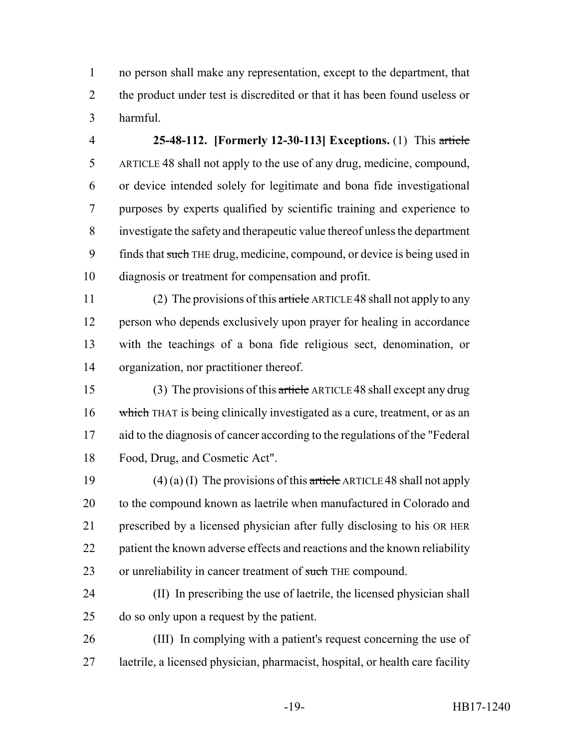no person shall make any representation, except to the department, that the product under test is discredited or that it has been found useless or harmful.

**25-48-112. [Formerly 12-30-113] Exceptions.** (1) This ~~article~~ ARTICLE 48 shall not apply to the use of any drug, medicine, compound, or device intended solely for legitimate and bona fide investigational purposes by experts qualified by scientific training and experience to investigate the safety and therapeutic value thereof unless the department finds that ~~such~~ THE drug, medicine, compound, or device is being used in diagnosis or treatment for compensation and profit.

(2) The provisions of this ~~article~~ ARTICLE 48 shall not apply to any person who depends exclusively upon prayer for healing in accordance with the teachings of a bona fide religious sect, denomination, or organization, nor practitioner thereof.

(3) The provisions of this ~~article~~ ARTICLE 48 shall except any drug ~~which~~ THAT is being clinically investigated as a cure, treatment, or as an aid to the diagnosis of cancer according to the regulations of the "Federal Food, Drug, and Cosmetic Act".

(4) (a) (I) The provisions of this ~~article~~ ARTICLE 48 shall not apply to the compound known as laetrile when manufactured in Colorado and prescribed by a licensed physician after fully disclosing to his OR HER patient the known adverse effects and reactions and the known reliability or unreliability in cancer treatment of ~~such~~ THE compound.

(II) In prescribing the use of laetrile, the licensed physician shall do so only upon a request by the patient.

(III) In complying with a patient's request concerning the use of laetrile, a licensed physician, pharmacist, hospital, or health care facility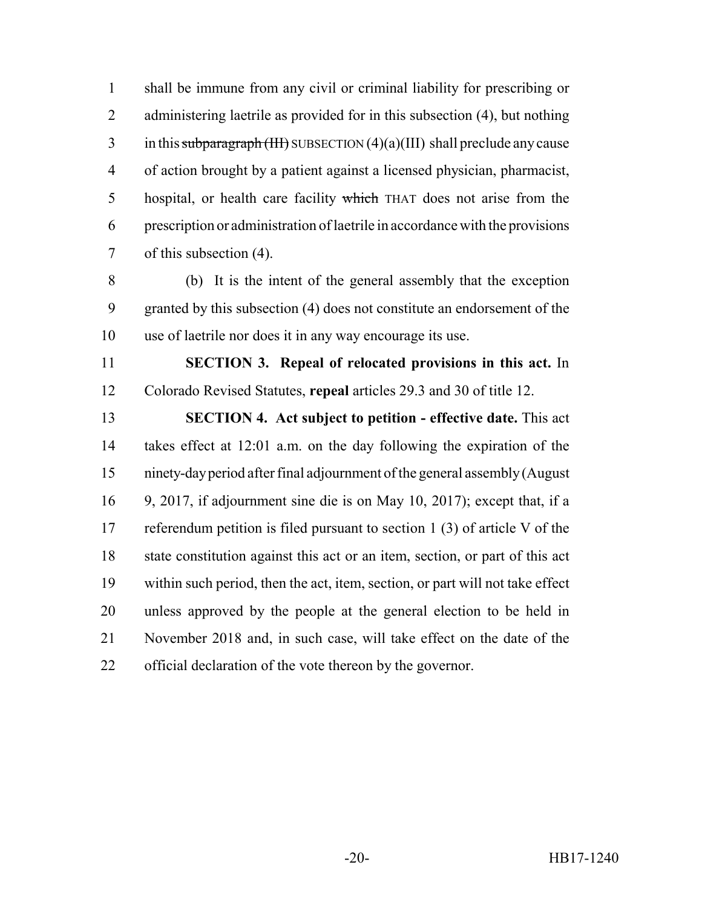shall be immune from any civil or criminal liability for prescribing or administering laetrile as provided for in this subsection (4), but nothing in this ~~subparagraph (III)~~ SUBSECTION (4)(a)(III) shall preclude any cause of action brought by a patient against a licensed physician, pharmacist, hospital, or health care facility ~~which~~ THAT does not arise from the prescription or administration of laetrile in accordance with the provisions of this subsection (4).

(b) It is the intent of the general assembly that the exception granted by this subsection (4) does not constitute an endorsement of the use of laetrile nor does it in any way encourage its use.

**SECTION 3. Repeal of relocated provisions in this act.** In Colorado Revised Statutes, **repeal** articles 29.3 and 30 of title 12.

**SECTION 4. Act subject to petition - effective date.** This act takes effect at 12:01 a.m. on the day following the expiration of the ninety-day period after final adjournment of the general assembly (August 9, 2017, if adjournment sine die is on May 10, 2017); except that, if a referendum petition is filed pursuant to section 1 (3) of article V of the state constitution against this act or an item, section, or part of this act within such period, then the act, item, section, or part will not take effect unless approved by the people at the general election to be held in November 2018 and, in such case, will take effect on the date of the official declaration of the vote thereon by the governor.